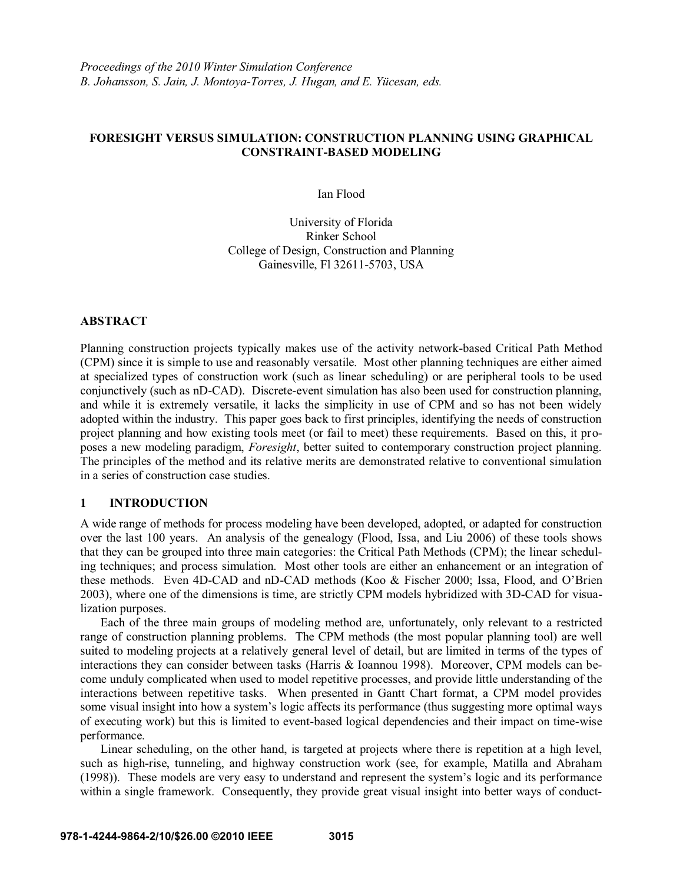*Proceedings of the 2010 Winter Simulation Conference*
*B. Johansson, S. Jain, J. Montoya-Torres, J. Hugan, and E. Yücesan, eds.*

# FORESIGHT VERSUS SIMULATION: CONSTRUCTION PLANNING USING GRAPHICAL CONSTRAINT-BASED MODELING

Ian Flood

University of Florida
Rinker School
College of Design, Construction and Planning
Gainesville, Fl 32611-5703, USA

## ABSTRACT

Planning construction projects typically makes use of the activity network-based Critical Path Method (CPM) since it is simple to use and reasonably versatile. Most other planning techniques are either aimed at specialized types of construction work (such as linear scheduling) or are peripheral tools to be used conjunctively (such as nD-CAD). Discrete-event simulation has also been used for construction planning, and while it is extremely versatile, it lacks the simplicity in use of CPM and so has not been widely adopted within the industry. This paper goes back to first principles, identifying the needs of construction project planning and how existing tools meet (or fail to meet) these requirements. Based on this, it proposes a new modeling paradigm, *Foresight*, better suited to contemporary construction project planning. The principles of the method and its relative merits are demonstrated relative to conventional simulation in a series of construction case studies.

## 1 INTRODUCTION

A wide range of methods for process modeling have been developed, adopted, or adapted for construction over the last 100 years. An analysis of the genealogy (Flood, Issa, and Liu 2006) of these tools shows that they can be grouped into three main categories: the Critical Path Methods (CPM); the linear scheduling techniques; and process simulation. Most other tools are either an enhancement or an integration of these methods. Even 4D-CAD and nD-CAD methods (Koo & Fischer 2000; Issa, Flood, and O'Brien 2003), where one of the dimensions is time, are strictly CPM models hybridized with 3D-CAD for visualization purposes.

Each of the three main groups of modeling method are, unfortunately, only relevant to a restricted range of construction planning problems. The CPM methods (the most popular planning tool) are well suited to modeling projects at a relatively general level of detail, but are limited in terms of the types of interactions they can consider between tasks (Harris & Ioannou 1998). Moreover, CPM models can become unduly complicated when used to model repetitive processes, and provide little understanding of the interactions between repetitive tasks. When presented in Gantt Chart format, a CPM model provides some visual insight into how a system's logic affects its performance (thus suggesting more optimal ways of executing work) but this is limited to event-based logical dependencies and their impact on time-wise performance.

Linear scheduling, on the other hand, is targeted at projects where there is repetition at a high level, such as high-rise, tunneling, and highway construction work (see, for example, Matilla and Abraham (1998)). These models are very easy to understand and represent the system's logic and its performance within a single framework. Consequently, they provide great visual insight into better ways of conduct-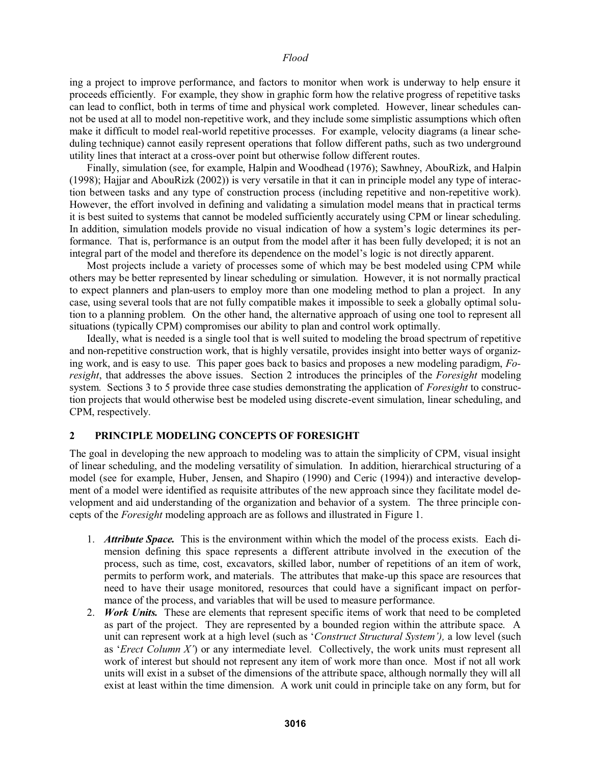ing a project to improve performance, and factors to monitor when work is underway to help ensure it proceeds efficiently. For example, they show in graphic form how the relative progress of repetitive tasks can lead to conflict, both in terms of time and physical work completed. However, linear schedules cannot be used at all to model non-repetitive work, and they include some simplistic assumptions which often make it difficult to model real-world repetitive processes. For example, velocity diagrams (a linear scheduling technique) cannot easily represent operations that follow different paths, such as two underground utility lines that interact at a cross-over point but otherwise follow different routes.

Finally, simulation (see, for example, Halpin and Woodhead (1976); Sawhney, AbouRizk, and Halpin (1998); Hajjar and AbouRizk (2002)) is very versatile in that it can in principle model any type of interaction between tasks and any type of construction process (including repetitive and non-repetitive work). However, the effort involved in defining and validating a simulation model means that in practical terms it is best suited to systems that cannot be modeled sufficiently accurately using CPM or linear scheduling. In addition, simulation models provide no visual indication of how a system's logic determines its performance. That is, performance is an output from the model after it has been fully developed; it is not an integral part of the model and therefore its dependence on the model's logic is not directly apparent.

Most projects include a variety of processes some of which may be best modeled using CPM while others may be better represented by linear scheduling or simulation. However, it is not normally practical to expect planners and plan-users to employ more than one modeling method to plan a project. In any case, using several tools that are not fully compatible makes it impossible to seek a globally optimal solution to a planning problem. On the other hand, the alternative approach of using one tool to represent all situations (typically CPM) compromises our ability to plan and control work optimally.

Ideally, what is needed is a single tool that is well suited to modeling the broad spectrum of repetitive and non-repetitive construction work, that is highly versatile, provides insight into better ways of organizing work, and is easy to use. This paper goes back to basics and proposes a new modeling paradigm, *Foresight*, that addresses the above issues. Section 2 introduces the principles of the *Foresight* modeling system. Sections 3 to 5 provide three case studies demonstrating the application of *Foresight* to construction projects that would otherwise best be modeled using discrete-event simulation, linear scheduling, and CPM, respectively.

## 2 PRINCIPLE MODELING CONCEPTS OF FORESIGHT

The goal in developing the new approach to modeling was to attain the simplicity of CPM, visual insight of linear scheduling, and the modeling versatility of simulation. In addition, hierarchical structuring of a model (see for example, Huber, Jensen, and Shapiro (1990) and Ceric (1994)) and interactive development of a model were identified as requisite attributes of the new approach since they facilitate model development and aid understanding of the organization and behavior of a system. The three principle concepts of the *Foresight* modeling approach are as follows and illustrated in Figure 1.

1. ***Attribute Space.*** This is the environment within which the model of the process exists. Each dimension defining this space represents a different attribute involved in the execution of the process, such as time, cost, excavators, skilled labor, number of repetitions of an item of work, permits to perform work, and materials. The attributes that make-up this space are resources that need to have their usage monitored, resources that could have a significant impact on performance of the process, and variables that will be used to measure performance.
2. ***Work Units.*** These are elements that represent specific items of work that need to be completed as part of the project. They are represented by a bounded region within the attribute space. A unit can represent work at a high level (such as '*Construct Structural System*'), a low level (such as '*Erect Column X*') or any intermediate level. Collectively, the work units must represent all work of interest but should not represent any item of work more than once. Most if not all work units will exist in a subset of the dimensions of the attribute space, although normally they will all exist at least within the time dimension. A work unit could in principle take on any form, but for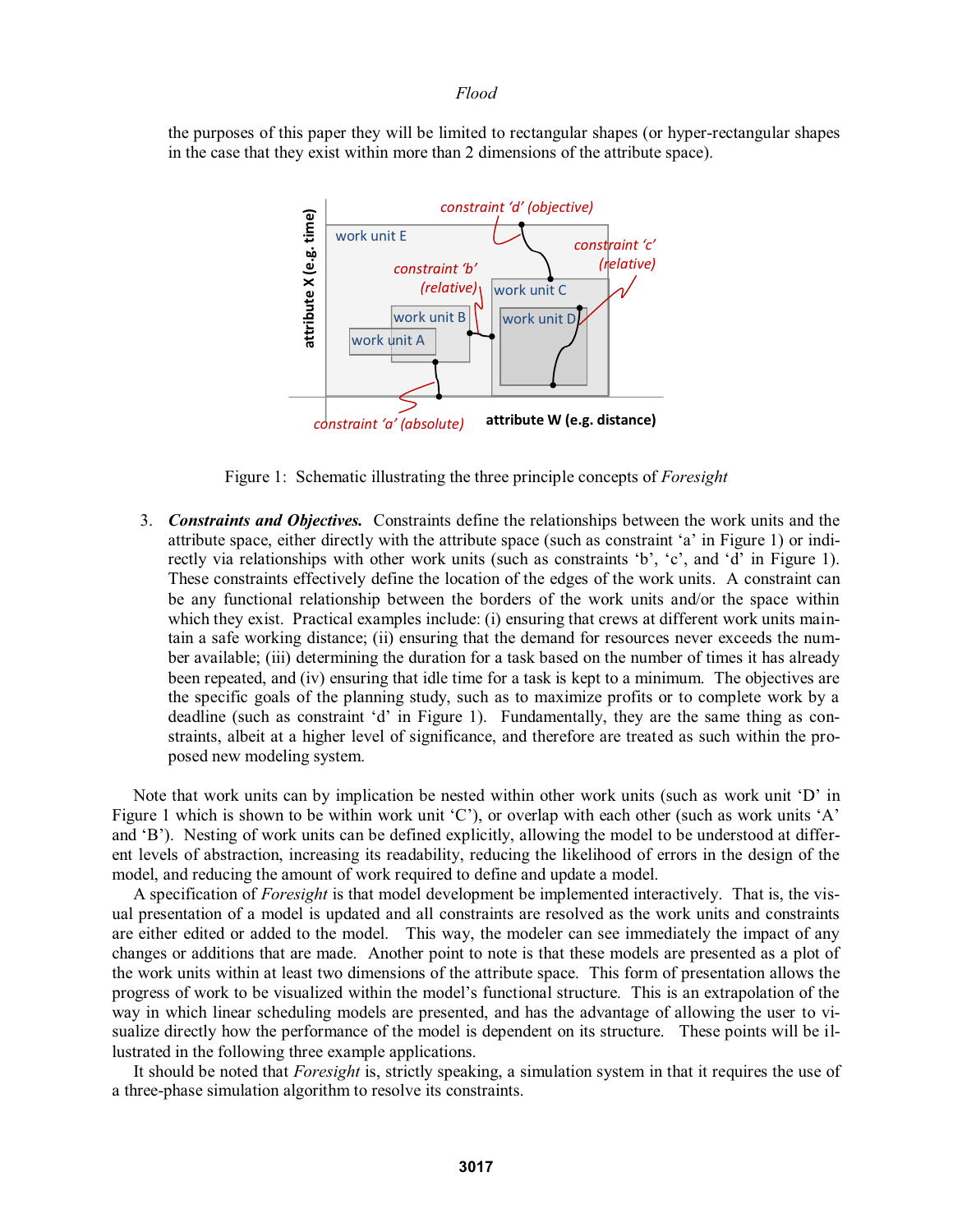the purposes of this paper they will be limited to rectangular shapes (or hyper-rectangular shapes in the case that they exist within more than 2 dimensions of the attribute space).

Figure 1: Schematic illustrating the three principle concepts of *Foresight*

3. ***Constraints and Objectives.*** Constraints define the relationships between the work units and the attribute space, either directly with the attribute space (such as constraint 'a' in Figure 1) or indirectly via relationships with other work units (such as constraints 'b', 'c', and 'd' in Figure 1). These constraints effectively define the location of the edges of the work units. A constraint can be any functional relationship between the borders of the work units and/or the space within which they exist. Practical examples include: (i) ensuring that crews at different work units maintain a safe working distance; (ii) ensuring that the demand for resources never exceeds the number available; (iii) determining the duration for a task based on the number of times it has already been repeated, and (iv) ensuring that idle time for a task is kept to a minimum. The objectives are the specific goals of the planning study, such as to maximize profits or to complete work by a deadline (such as constraint 'd' in Figure 1). Fundamentally, they are the same thing as constraints, albeit at a higher level of significance, and therefore are treated as such within the proposed new modeling system.

Note that work units can by implication be nested within other work units (such as work unit 'D' in Figure 1 which is shown to be within work unit 'C'), or overlap with each other (such as work units 'A' and 'B'). Nesting of work units can be defined explicitly, allowing the model to be understood at different levels of abstraction, increasing its readability, reducing the likelihood of errors in the design of the model, and reducing the amount of work required to define and update a model.

A specification of *Foresight* is that model development be implemented interactively. That is, the visual presentation of a model is updated and all constraints are resolved as the work units and constraints are either edited or added to the model. This way, the modeler can see immediately the impact of any changes or additions that are made. Another point to note is that these models are presented as a plot of the work units within at least two dimensions of the attribute space. This form of presentation allows the progress of work to be visualized within the model's functional structure. This is an extrapolation of the way in which linear scheduling models are presented, and has the advantage of allowing the user to visualize directly how the performance of the model is dependent on its structure. These points will be illustrated in the following three example applications.

It should be noted that *Foresight* is, strictly speaking, a simulation system in that it requires the use of a three-phase simulation algorithm to resolve its constraints.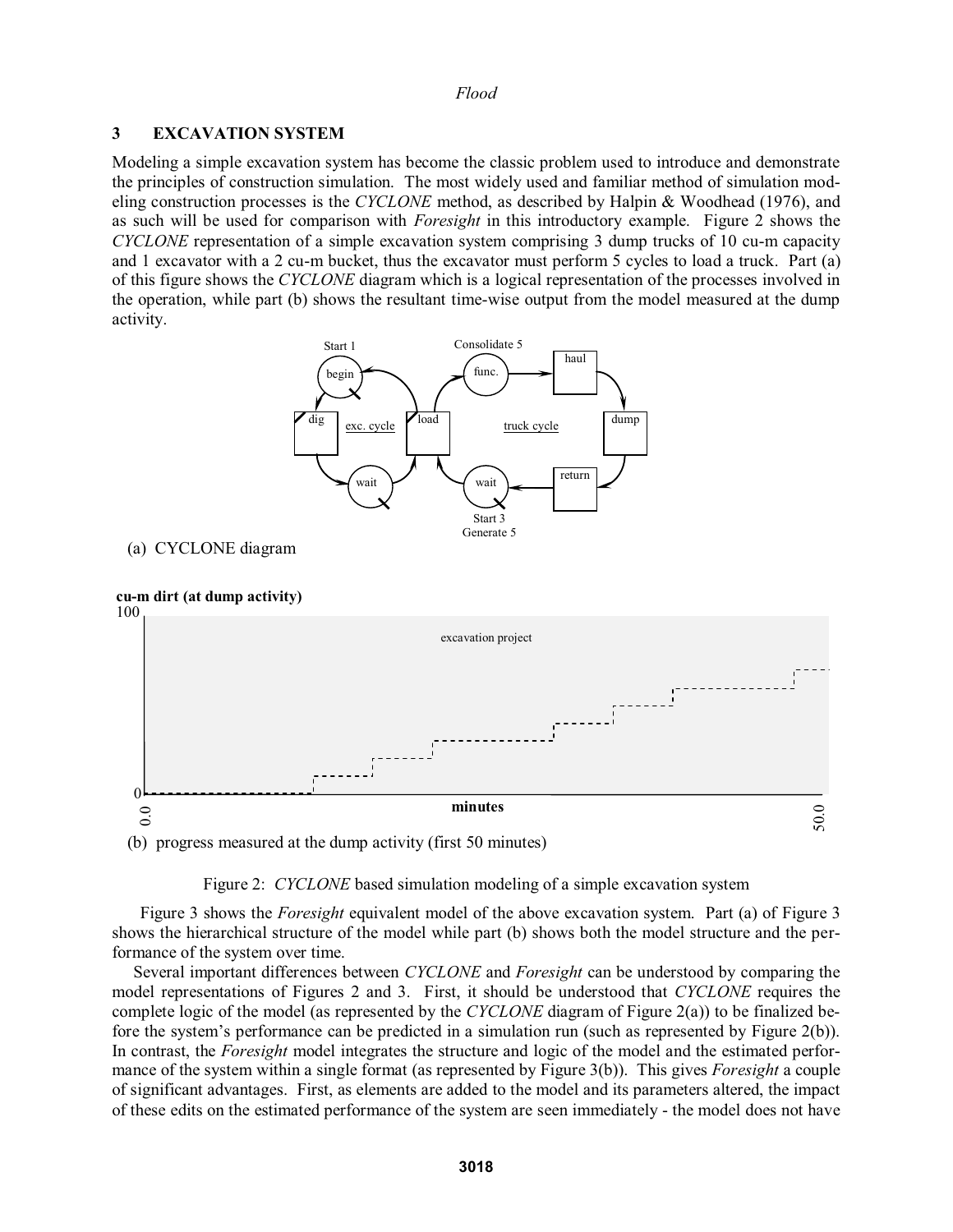## 3 EXCAVATION SYSTEM

Modeling a simple excavation system has become the classic problem used to introduce and demonstrate the principles of construction simulation. The most widely used and familiar method of simulation modeling construction processes is the *CYCLONE* method, as described by Halpin & Woodhead (1976), and as such will be used for comparison with *Foresight* in this introductory example. Figure 2 shows the *CYCLONE* representation of a simple excavation system comprising 3 dump trucks of 10 cu-m capacity and 1 excavator with a 2 cu-m bucket, thus the excavator must perform 5 cycles to load a truck. Part (a) of this figure shows the *CYCLONE* diagram which is a logical representation of the processes involved in the operation, while part (b) shows the resultant time-wise output from the model measured at the dump activity.

(a) CYCLONE diagram

(b) progress measured at the dump activity (first 50 minutes)

Figure 2: *CYCLONE* based simulation modeling of a simple excavation system

Figure 3 shows the *Foresight* equivalent model of the above excavation system. Part (a) of Figure 3 shows the hierarchical structure of the model while part (b) shows both the model structure and the performance of the system over time.

Several important differences between *CYCLONE* and *Foresight* can be understood by comparing the model representations of Figures 2 and 3. First, it should be understood that *CYCLONE* requires the complete logic of the model (as represented by the *CYCLONE* diagram of Figure 2(a)) to be finalized before the system's performance can be predicted in a simulation run (such as represented by Figure 2(b)). In contrast, the *Foresight* model integrates the structure and logic of the model and the estimated performance of the system within a single format (as represented by Figure 3(b)). This gives *Foresight* a couple of significant advantages. First, as elements are added to the model and its parameters altered, the impact of these edits on the estimated performance of the system are seen immediately - the model does not have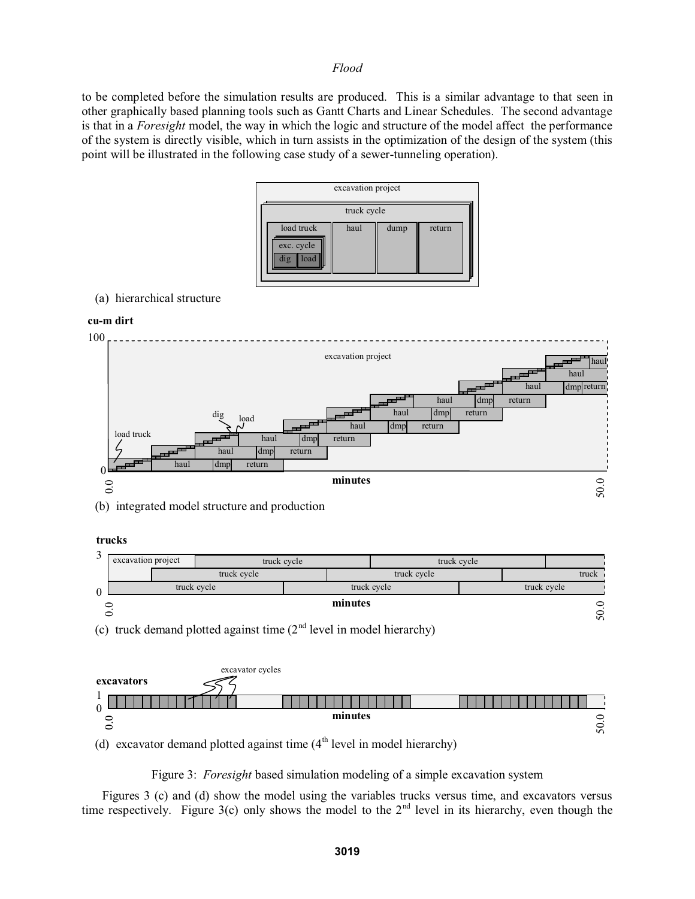to be completed before the simulation results are produced. This is a similar advantage to that seen in other graphically based planning tools such as Gantt Charts and Linear Schedules. The second advantage is that in a *Foresight* model, the way in which the logic and structure of the model affect the performance of the system is directly visible, which in turn assists in the optimization of the design of the system (this point will be illustrated in the following case study of a sewer-tunneling operation).

(a) hierarchical structure

(b) integrated model structure and production

(c) truck demand plotted against time (2nd level in model hierarchy)

(d) excavator demand plotted against time (4th level in model hierarchy)

Figure 3: *Foresight* based simulation modeling of a simple excavation system

Figures 3 (c) and (d) show the model using the variables trucks versus time, and excavators versus time respectively. Figure 3(c) only shows the model to the 2nd level in its hierarchy, even though the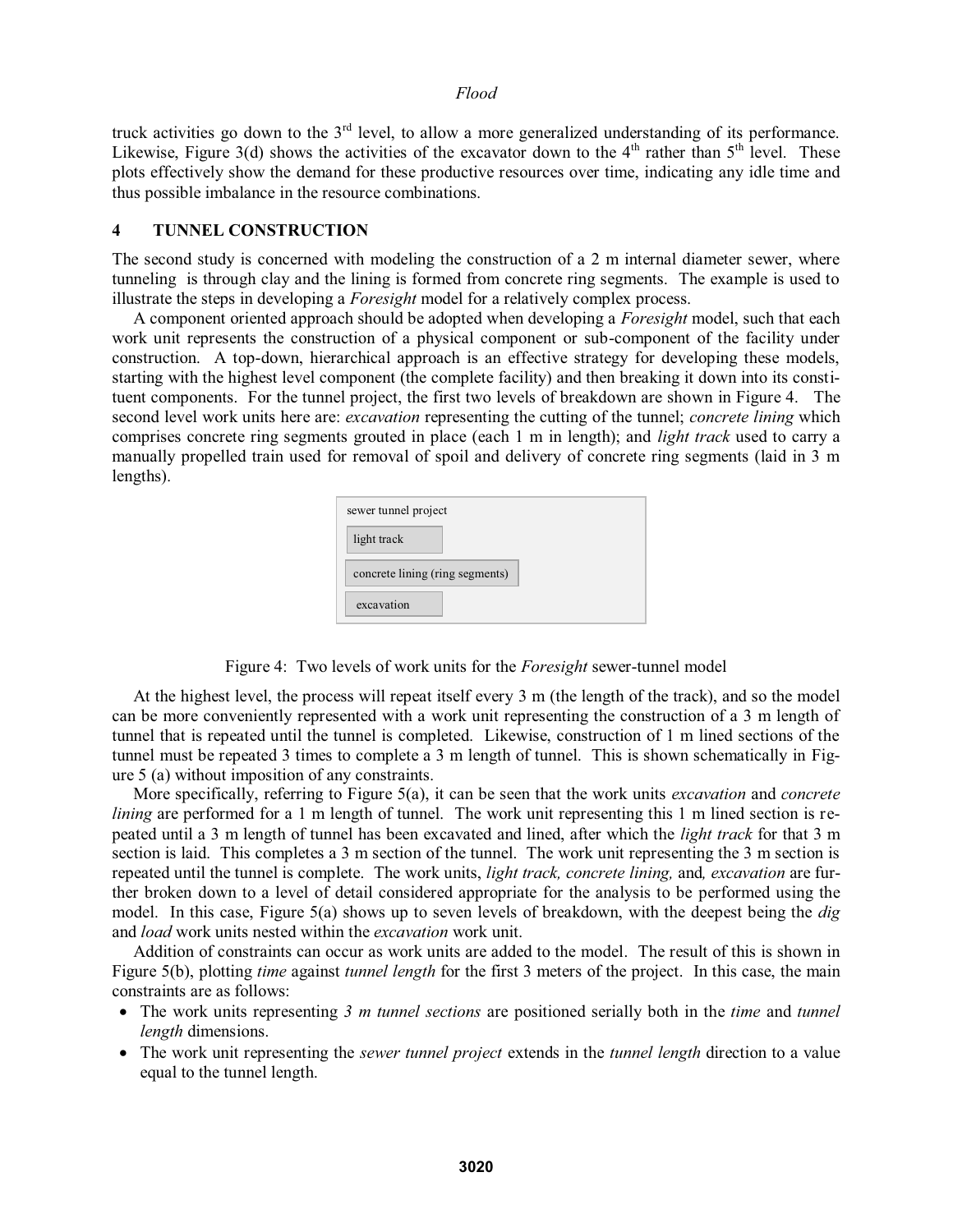truck activities go down to the 3rd level, to allow a more generalized understanding of its performance. Likewise, Figure 3(d) shows the activities of the excavator down to the 4th rather than 5th level. These plots effectively show the demand for these productive resources over time, indicating any idle time and thus possible imbalance in the resource combinations.

## 4 TUNNEL CONSTRUCTION

The second study is concerned with modeling the construction of a 2 m internal diameter sewer, where tunneling is through clay and the lining is formed from concrete ring segments. The example is used to illustrate the steps in developing a *Foresight* model for a relatively complex process.

A component oriented approach should be adopted when developing a *Foresight* model, such that each work unit represents the construction of a physical component or sub-component of the facility under construction. A top-down, hierarchical approach is an effective strategy for developing these models, starting with the highest level component (the complete facility) and then breaking it down into its constituent components. For the tunnel project, the first two levels of breakdown are shown in Figure 4. The second level work units here are: *excavation* representing the cutting of the tunnel; *concrete lining* which comprises concrete ring segments grouted in place (each 1 m in length); and *light track* used to carry a manually propelled train used for removal of spoil and delivery of concrete ring segments (laid in 3 m lengths).

sewer tunnel project

- light track
- concrete lining (ring segments)
- excavation

Figure 4: Two levels of work units for the *Foresight* sewer-tunnel model

At the highest level, the process will repeat itself every 3 m (the length of the track), and so the model can be more conveniently represented with a work unit representing the construction of a 3 m length of tunnel that is repeated until the tunnel is completed. Likewise, construction of 1 m lined sections of the tunnel must be repeated 3 times to complete a 3 m length of tunnel. This is shown schematically in Figure 5 (a) without imposition of any constraints.

More specifically, referring to Figure 5(a), it can be seen that the work units *excavation* and *concrete lining* are performed for a 1 m length of tunnel. The work unit representing this 1 m lined section is repeated until a 3 m length of tunnel has been excavated and lined, after which the *light track* for that 3 m section is laid. This completes a 3 m section of the tunnel. The work unit representing the 3 m section is repeated until the tunnel is complete. The work units, *light track, concrete lining,* and*, excavation* are further broken down to a level of detail considered appropriate for the analysis to be performed using the model. In this case, Figure 5(a) shows up to seven levels of breakdown, with the deepest being the *dig* and *load* work units nested within the *excavation* work unit.

Addition of constraints can occur as work units are added to the model. The result of this is shown in Figure 5(b), plotting *time* against *tunnel length* for the first 3 meters of the project. In this case, the main constraints are as follows:

- The work units representing *3 m tunnel sections* are positioned serially both in the *time* and *tunnel length* dimensions.
- The work unit representing the *sewer tunnel project* extends in the *tunnel length* direction to a value equal to the tunnel length.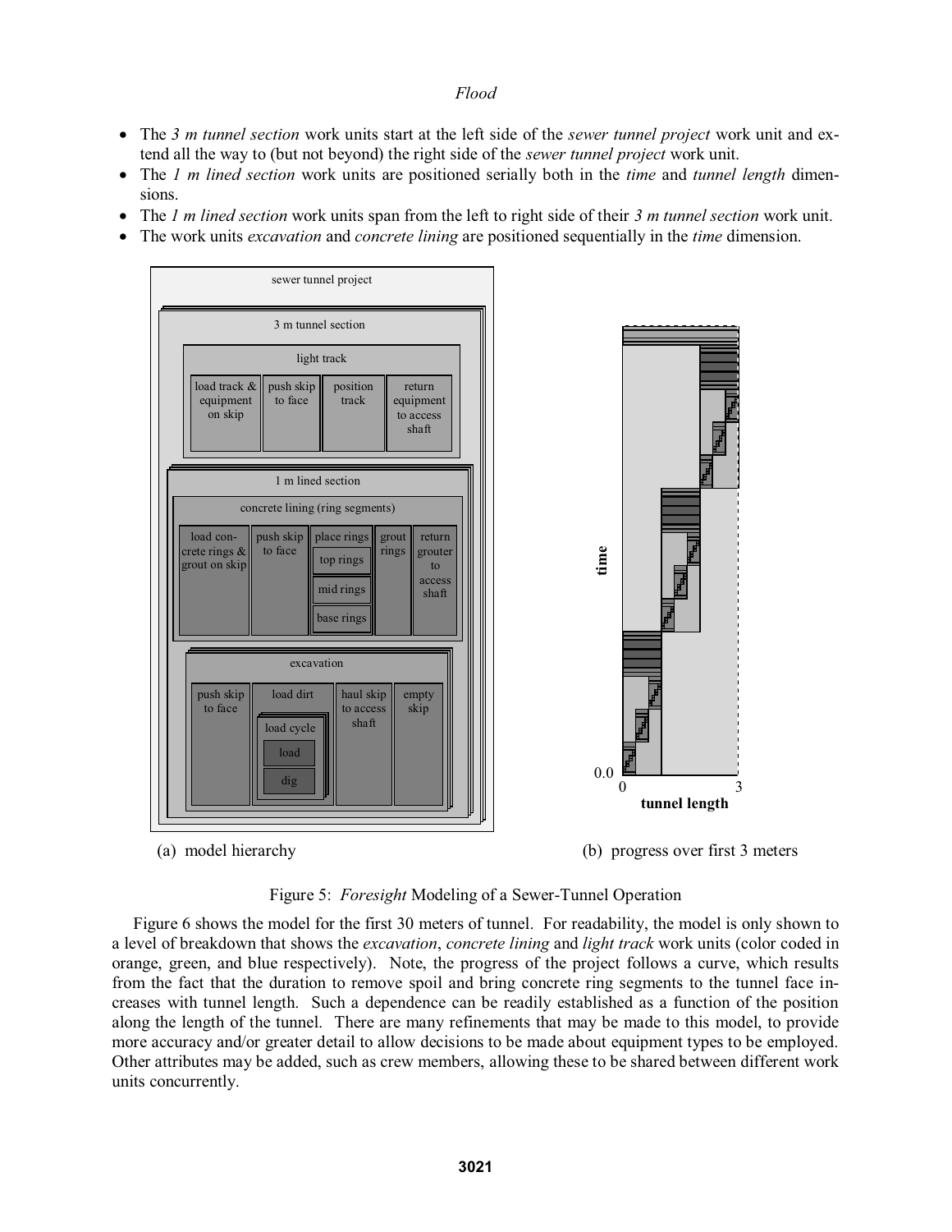- The *3 m tunnel section* work units start at the left side of the *sewer tunnel project* work unit and extend all the way to (but not beyond) the right side of the *sewer tunnel project* work unit.
- The *1 m lined section* work units are positioned serially both in the *time* and *tunnel length* dimensions.
- The *1 m lined section* work units span from the left to right side of their *3 m tunnel section* work unit.
- The work units *excavation* and *concrete lining* are positioned sequentially in the *time* dimension.

(a) model hierarchy

(b) progress over first 3 meters

Figure 5: *Foresight* Modeling of a Sewer-Tunnel Operation

Figure 6 shows the model for the first 30 meters of tunnel. For readability, the model is only shown to a level of breakdown that shows the *excavation*, *concrete lining* and *light track* work units (color coded in orange, green, and blue respectively). Note, the progress of the project follows a curve, which results from the fact that the duration to remove spoil and bring concrete ring segments to the tunnel face increases with tunnel length. Such a dependence can be readily established as a function of the position along the length of the tunnel. There are many refinements that may be made to this model, to provide more accuracy and/or greater detail to allow decisions to be made about equipment types to be employed. Other attributes may be added, such as crew members, allowing these to be shared between different work units concurrently.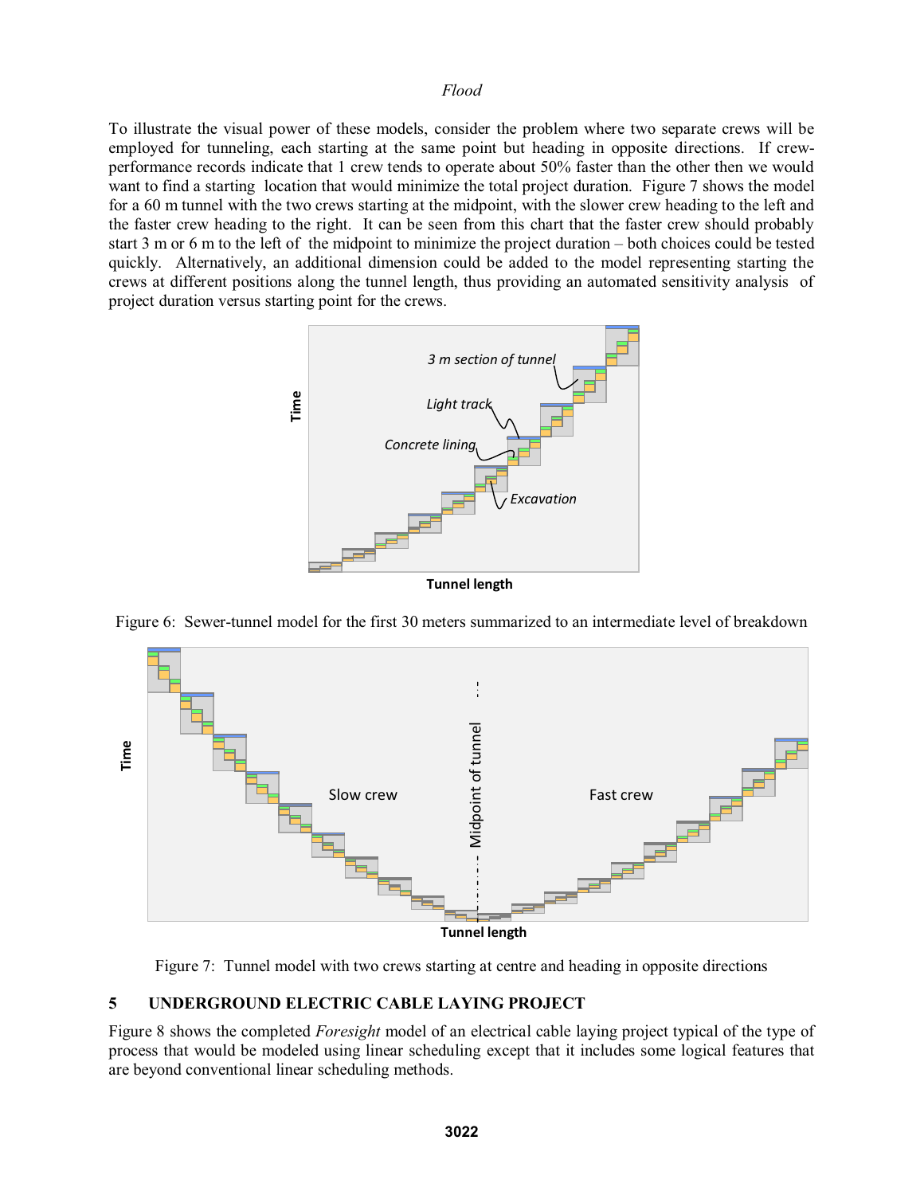To illustrate the visual power of these models, consider the problem where two separate crews will be employed for tunneling, each starting at the same point but heading in opposite directions. If crew-performance records indicate that 1 crew tends to operate about 50% faster than the other then we would want to find a starting location that would minimize the total project duration. Figure 7 shows the model for a 60 m tunnel with the two crews starting at the midpoint, with the slower crew heading to the left and the faster crew heading to the right. It can be seen from this chart that the faster crew should probably start 3 m or 6 m to the left of the midpoint to minimize the project duration – both choices could be tested quickly. Alternatively, an additional dimension could be added to the model representing starting the crews at different positions along the tunnel length, thus providing an automated sensitivity analysis of project duration versus starting point for the crews.

Figure 6: Sewer-tunnel model for the first 30 meters summarized to an intermediate level of breakdown

Figure 7: Tunnel model with two crews starting at centre and heading in opposite directions

## 5 UNDERGROUND ELECTRIC CABLE LAYING PROJECT

Figure 8 shows the completed *Foresight* model of an electrical cable laying project typical of the type of process that would be modeled using linear scheduling except that it includes some logical features that are beyond conventional linear scheduling methods.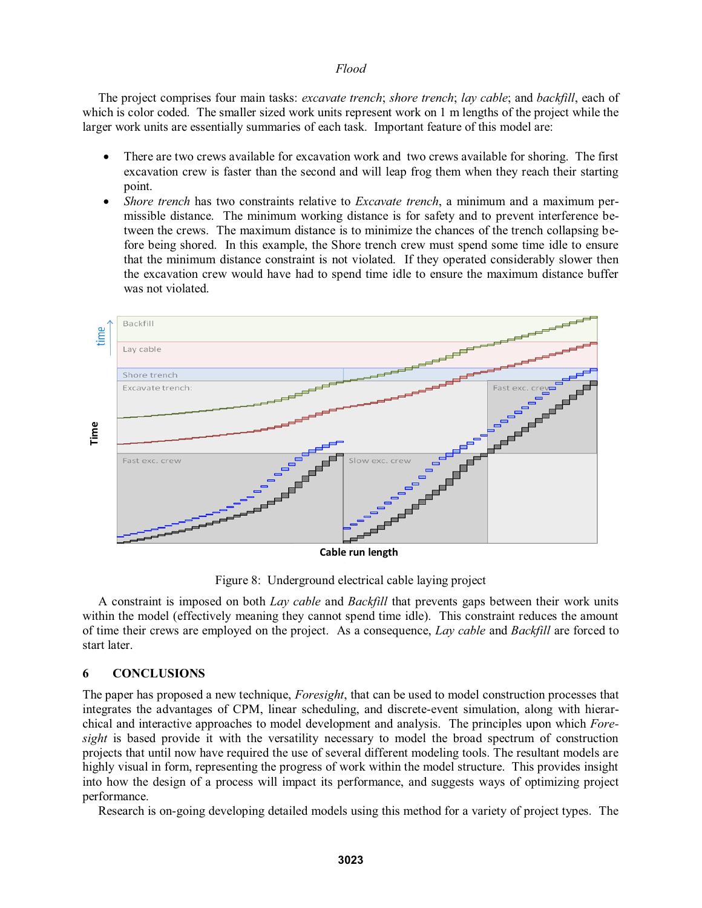The project comprises four main tasks: *excavate trench*; *shore trench*; *lay cable*; and *backfill*, each of which is color coded. The smaller sized work units represent work on 1 m lengths of the project while the larger work units are essentially summaries of each task. Important feature of this model are:

- There are two crews available for excavation work and two crews available for shoring. The first excavation crew is faster than the second and will leap frog them when they reach their starting point.
- *Shore trench* has two constraints relative to *Excavate trench*, a minimum and a maximum permissible distance. The minimum working distance is for safety and to prevent interference between the crews. The maximum distance is to minimize the chances of the trench collapsing before being shored. In this example, the Shore trench crew must spend some time idle to ensure that the minimum distance constraint is not violated. If they operated considerably slower then the excavation crew would have had to spend time idle to ensure the maximum distance buffer was not violated.

Figure 8: Underground electrical cable laying project

A constraint is imposed on both *Lay cable* and *Backfill* that prevents gaps between their work units within the model (effectively meaning they cannot spend time idle). This constraint reduces the amount of time their crews are employed on the project. As a consequence, *Lay cable* and *Backfill* are forced to start later.

## 6 CONCLUSIONS

The paper has proposed a new technique, *Foresight*, that can be used to model construction processes that integrates the advantages of CPM, linear scheduling, and discrete-event simulation, along with hierarchical and interactive approaches to model development and analysis. The principles upon which *Foresight* is based provide it with the versatility necessary to model the broad spectrum of construction projects that until now have required the use of several different modeling tools. The resultant models are highly visual in form, representing the progress of work within the model structure. This provides insight into how the design of a process will impact its performance, and suggests ways of optimizing project performance.

Research is on-going developing detailed models using this method for a variety of project types. The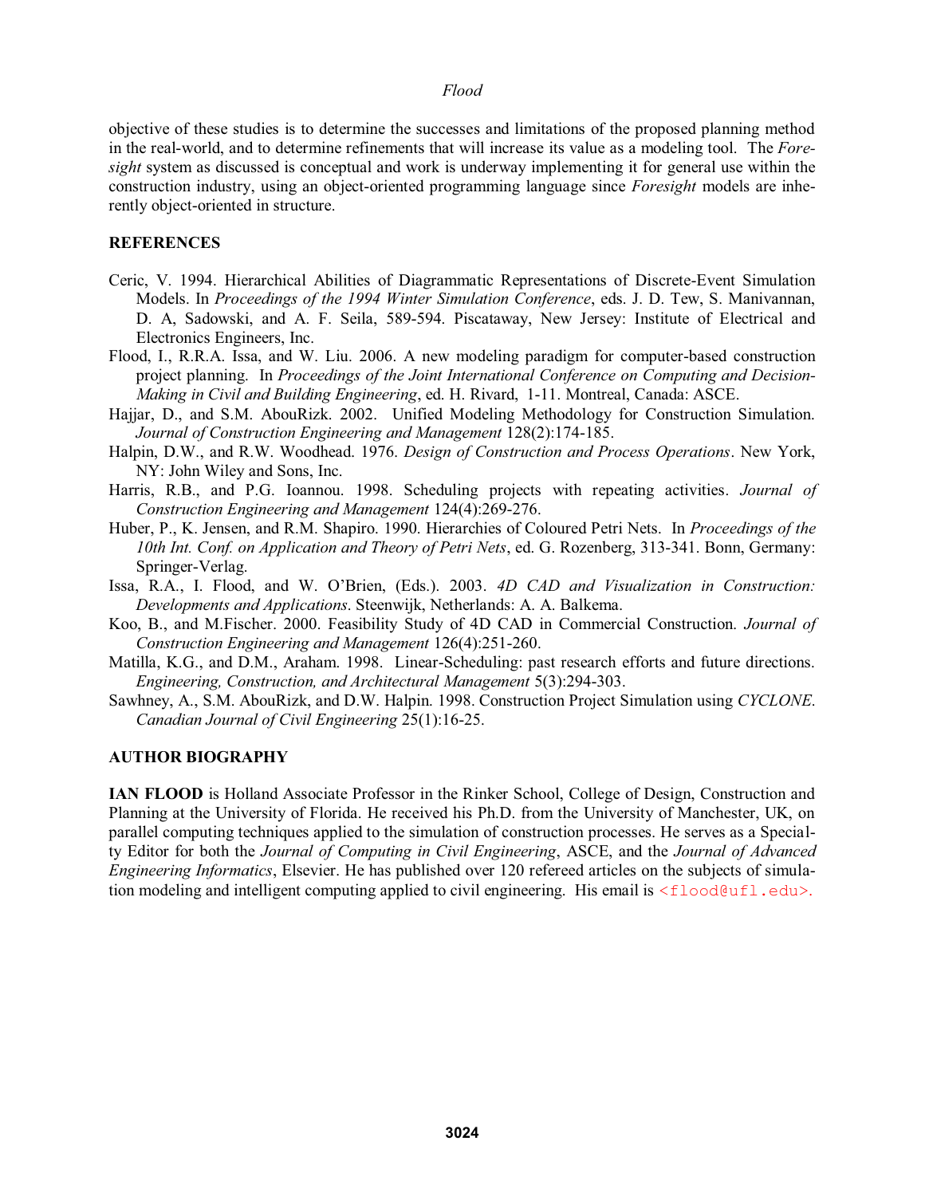objective of these studies is to determine the successes and limitations of the proposed planning method in the real-world, and to determine refinements that will increase its value as a modeling tool. The *Foresight* system as discussed is conceptual and work is underway implementing it for general use within the construction industry, using an object-oriented programming language since *Foresight* models are inherently object-oriented in structure.

## REFERENCES

Ceric, V. 1994. Hierarchical Abilities of Diagrammatic Representations of Discrete-Event Simulation Models. In *Proceedings of the 1994 Winter Simulation Conference*, eds. J. D. Tew, S. Manivannan, D. A, Sadowski, and A. F. Seila, 589-594. Piscataway, New Jersey: Institute of Electrical and Electronics Engineers, Inc.

Flood, I., R.R.A. Issa, and W. Liu. 2006. A new modeling paradigm for computer-based construction project planning. In *Proceedings of the Joint International Conference on Computing and Decision-Making in Civil and Building Engineering*, ed. H. Rivard, 1-11. Montreal, Canada: ASCE.

Hajjar, D., and S.M. AbouRizk. 2002. Unified Modeling Methodology for Construction Simulation. *Journal of Construction Engineering and Management* 128(2):174-185.

Halpin, D.W., and R.W. Woodhead. 1976. *Design of Construction and Process Operations*. New York, NY: John Wiley and Sons, Inc.

Harris, R.B., and P.G. Ioannou. 1998. Scheduling projects with repeating activities. *Journal of Construction Engineering and Management* 124(4):269-276.

Huber, P., K. Jensen, and R.M. Shapiro. 1990. Hierarchies of Coloured Petri Nets. In *Proceedings of the 10th Int. Conf. on Application and Theory of Petri Nets*, ed. G. Rozenberg, 313-341. Bonn, Germany: Springer-Verlag.

Issa, R.A., I. Flood, and W. O'Brien, (Eds.). 2003. *4D CAD and Visualization in Construction: Developments and Applications*. Steenwijk, Netherlands: A. A. Balkema.

Koo, B., and M.Fischer. 2000. Feasibility Study of 4D CAD in Commercial Construction. *Journal of Construction Engineering and Management* 126(4):251-260.

Matilla, K.G., and D.M., Araham. 1998. Linear-Scheduling: past research efforts and future directions. *Engineering, Construction, and Architectural Management* 5(3):294-303.

Sawhney, A., S.M. AbouRizk, and D.W. Halpin. 1998. Construction Project Simulation using *CYCLONE*. *Canadian Journal of Civil Engineering* 25(1):16-25.

## AUTHOR BIOGRAPHY

**IAN FLOOD** is Holland Associate Professor in the Rinker School, College of Design, Construction and Planning at the University of Florida. He received his Ph.D. from the University of Manchester, UK, on parallel computing techniques applied to the simulation of construction processes. He serves as a Specialty Editor for both the *Journal of Computing in Civil Engineering*, ASCE, and the *Journal of Advanced Engineering Informatics*, Elsevier. He has published over 120 refereed articles on the subjects of simulation modeling and intelligent computing applied to civil engineering. His email is <flood@ufl.edu>.